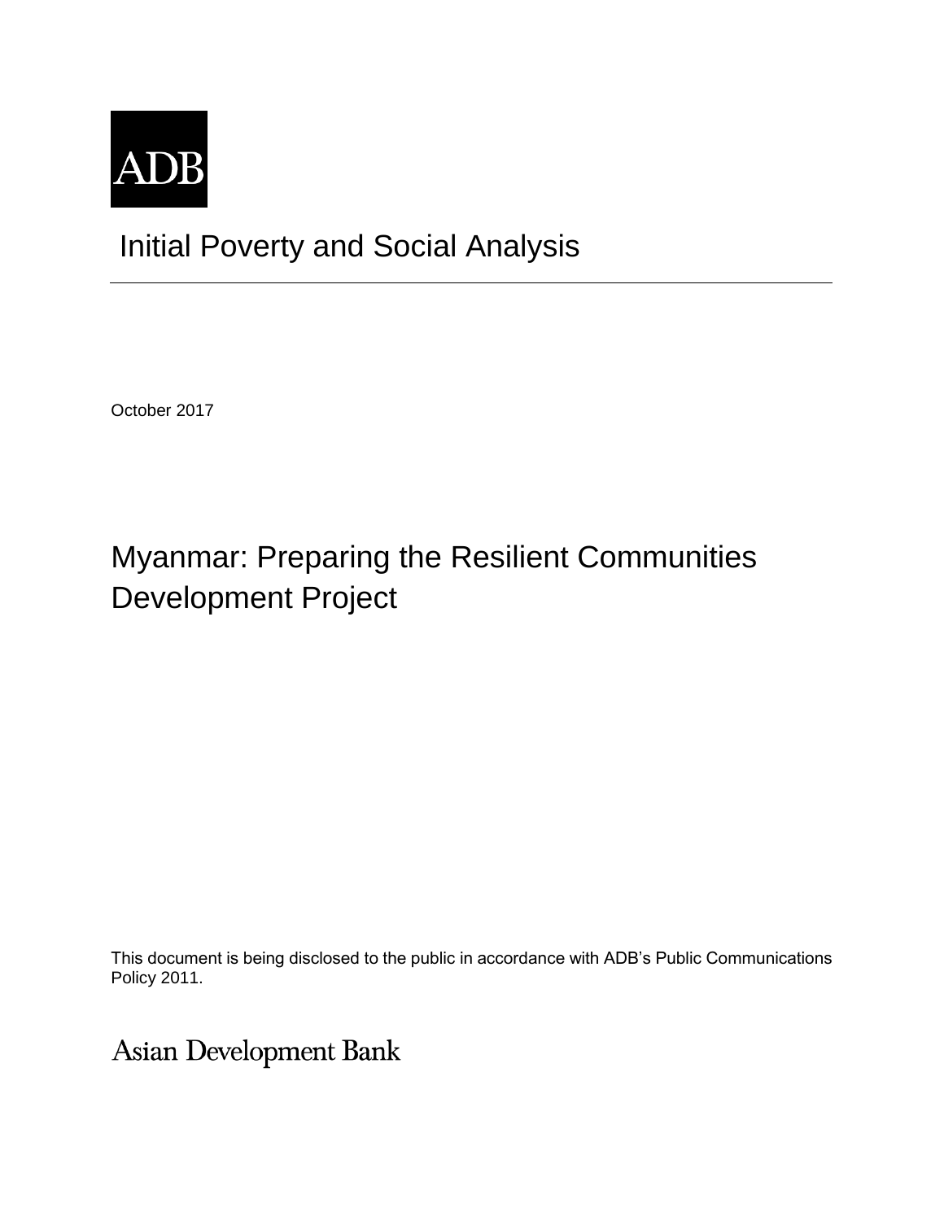ADB

# Initial Poverty and Social Analysis

October 2017

## Myanmar: Preparing the Resilient Communities Development Project

This document is being disclosed to the public in accordance with ADB's Public Communications Policy 2011.

Asian Development Bank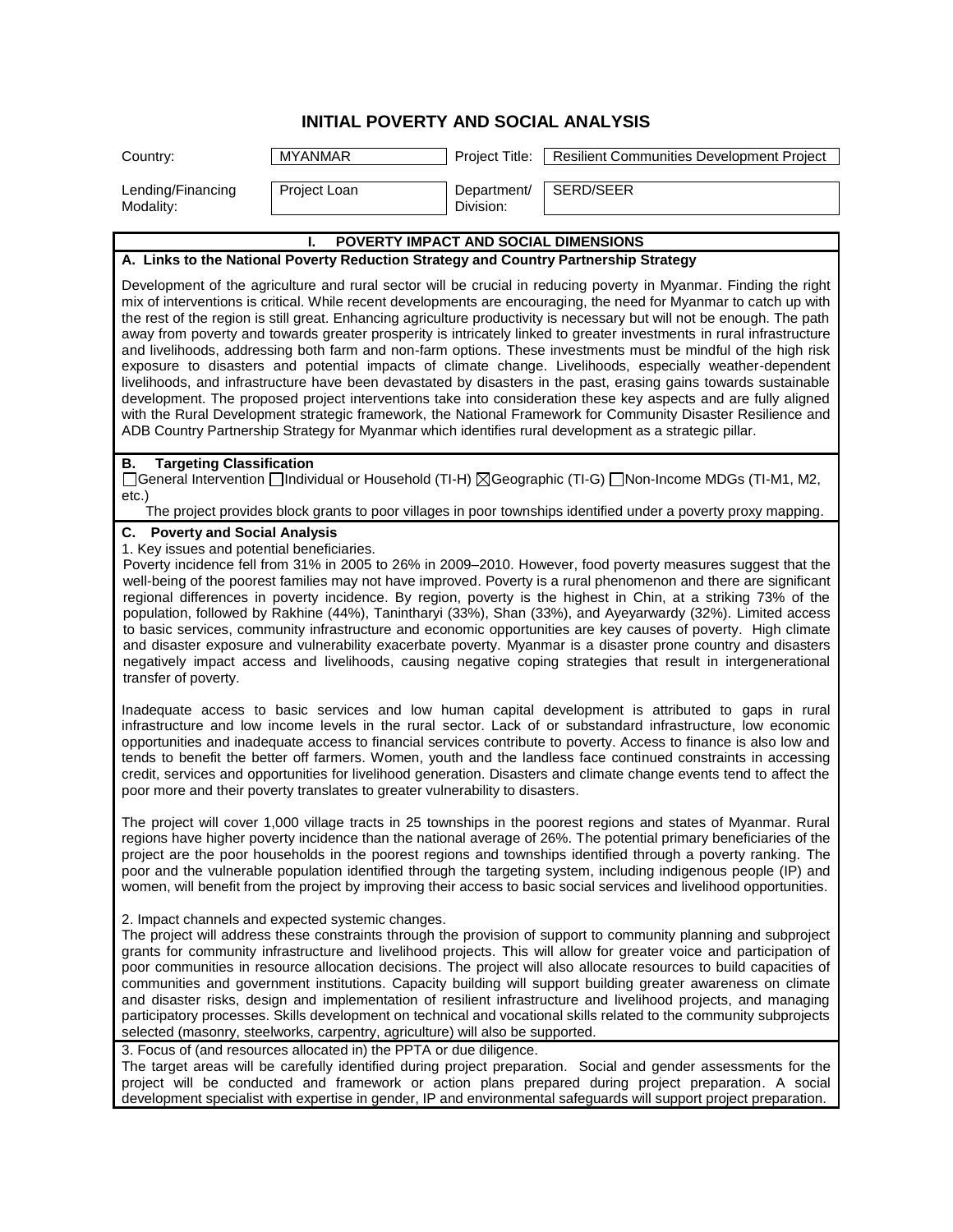# INITIAL POVERTY AND SOCIAL ANALYSIS

| Country: | MYANMAR | Project Title: | Resilient Communities Development Project |
|---|---|---|---|
| Lending/Financing Modality: | Project Loan | Department/ Division: | SERD/SEER |

## I. POVERTY IMPACT AND SOCIAL DIMENSIONS

### A. Links to the National Poverty Reduction Strategy and Country Partnership Strategy

Development of the agriculture and rural sector will be crucial in reducing poverty in Myanmar. Finding the right mix of interventions is critical. While recent developments are encouraging, the need for Myanmar to catch up with the rest of the region is still great. Enhancing agriculture productivity is necessary but will not be enough. The path away from poverty and towards greater prosperity is intricately linked to greater investments in rural infrastructure and livelihoods, addressing both farm and non-farm options. These investments must be mindful of the high risk exposure to disasters and potential impacts of climate change. Livelihoods, especially weather-dependent livelihoods, and infrastructure have been devastated by disasters in the past, erasing gains towards sustainable development. The proposed project interventions take into consideration these key aspects and are fully aligned with the Rural Development strategic framework, the National Framework for Community Disaster Resilience and ADB Country Partnership Strategy for Myanmar which identifies rural development as a strategic pillar.

### B. Targeting Classification

☐General Intervention ☐Individual or Household (TI-H) ☒Geographic (TI-G) ☐Non-Income MDGs (TI-M1, M2, etc.)

The project provides block grants to poor villages in poor townships identified under a poverty proxy mapping.

### C. Poverty and Social Analysis

1. Key issues and potential beneficiaries.

Poverty incidence fell from 31% in 2005 to 26% in 2009–2010. However, food poverty measures suggest that the well-being of the poorest families may not have improved. Poverty is a rural phenomenon and there are significant regional differences in poverty incidence. By region, poverty is the highest in Chin, at a striking 73% of the population, followed by Rakhine (44%), Tanintharyi (33%), Shan (33%), and Ayeyarwardy (32%). Limited access to basic services, community infrastructure and economic opportunities are key causes of poverty. High climate and disaster exposure and vulnerability exacerbate poverty. Myanmar is a disaster prone country and disasters negatively impact access and livelihoods, causing negative coping strategies that result in intergenerational transfer of poverty.

Inadequate access to basic services and low human capital development is attributed to gaps in rural infrastructure and low income levels in the rural sector. Lack of or substandard infrastructure, low economic opportunities and inadequate access to financial services contribute to poverty. Access to finance is also low and tends to benefit the better off farmers. Women, youth and the landless face continued constraints in accessing credit, services and opportunities for livelihood generation. Disasters and climate change events tend to affect the poor more and their poverty translates to greater vulnerability to disasters.

The project will cover 1,000 village tracts in 25 townships in the poorest regions and states of Myanmar. Rural regions have higher poverty incidence than the national average of 26%. The potential primary beneficiaries of the project are the poor households in the poorest regions and townships identified through a poverty ranking. The poor and the vulnerable population identified through the targeting system, including indigenous people (IP) and women, will benefit from the project by improving their access to basic social services and livelihood opportunities.

2. Impact channels and expected systemic changes.

The project will address these constraints through the provision of support to community planning and subproject grants for community infrastructure and livelihood projects. This will allow for greater voice and participation of poor communities in resource allocation decisions. The project will also allocate resources to build capacities of communities and government institutions. Capacity building will support building greater awareness on climate and disaster risks, design and implementation of resilient infrastructure and livelihood projects, and managing participatory processes. Skills development on technical and vocational skills related to the community subprojects selected (masonry, steelworks, carpentry, agriculture) will also be supported.

3. Focus of (and resources allocated in) the PPTA or due diligence.

The target areas will be carefully identified during project preparation. Social and gender assessments for the project will be conducted and framework or action plans prepared during project preparation. A social development specialist with expertise in gender, IP and environmental safeguards will support project preparation.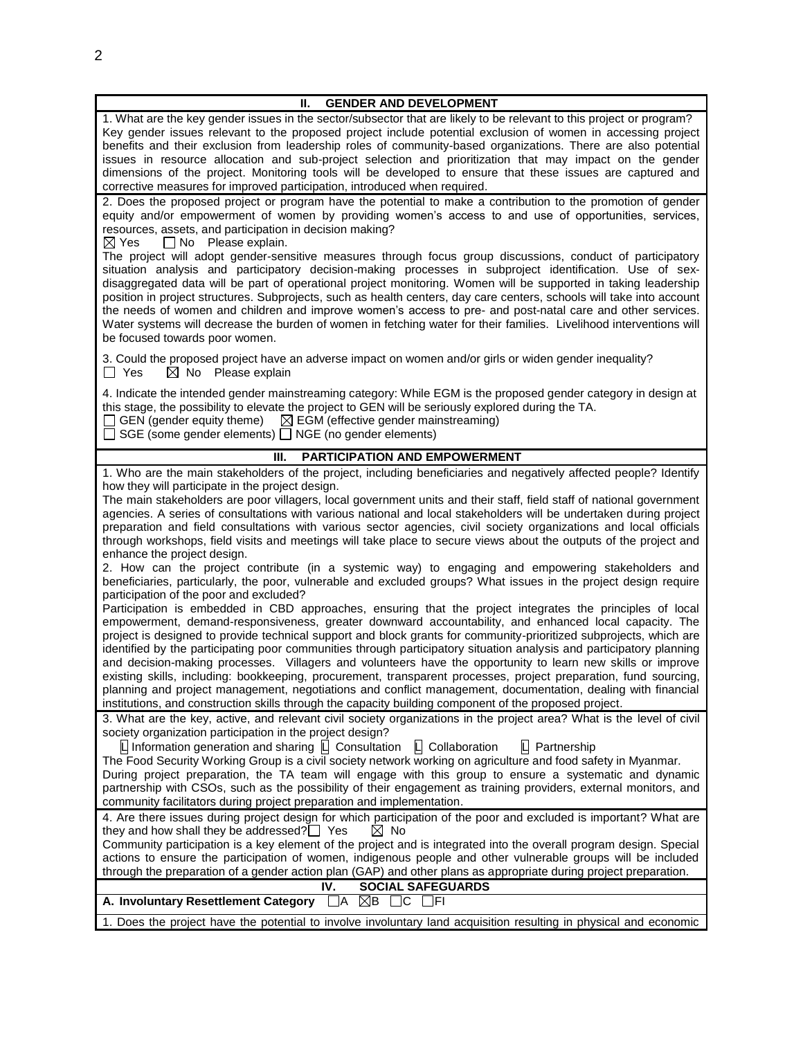## II. GENDER AND DEVELOPMENT

1. What are the key gender issues in the sector/subsector that are likely to be relevant to this project or program?
Key gender issues relevant to the proposed project include potential exclusion of women in accessing project benefits and their exclusion from leadership roles of community-based organizations. There are also potential issues in resource allocation and sub-project selection and prioritization that may impact on the gender dimensions of the project. Monitoring tools will be developed to ensure that these issues are captured and corrective measures for improved participation, introduced when required.

2. Does the proposed project or program have the potential to make a contribution to the promotion of gender equity and/or empowerment of women by providing women's access to and use of opportunities, services, resources, assets, and participation in decision making?
☒ Yes ☐ No Please explain.
The project will adopt gender-sensitive measures through focus group discussions, conduct of participatory situation analysis and participatory decision-making processes in subproject identification. Use of sex-disaggregated data will be part of operational project monitoring. Women will be supported in taking leadership position in project structures. Subprojects, such as health centers, day care centers, schools will take into account the needs of women and children and improve women's access to pre- and post-natal care and other services. Water systems will decrease the burden of women in fetching water for their families. Livelihood interventions will be focused towards poor women.

3. Could the proposed project have an adverse impact on women and/or girls or widen gender inequality?
☐ Yes ☒ No Please explain

4. Indicate the intended gender mainstreaming category: While EGM is the proposed gender category in design at this stage, the possibility to elevate the project to GEN will be seriously explored during the TA.
☐ GEN (gender equity theme) ☒ EGM (effective gender mainstreaming)
☐ SGE (some gender elements) ☐ NGE (no gender elements)

## III. PARTICIPATION AND EMPOWERMENT

1. Who are the main stakeholders of the project, including beneficiaries and negatively affected people? Identify how they will participate in the project design.
The main stakeholders are poor villagers, local government units and their staff, field staff of national government agencies. A series of consultations with various national and local stakeholders will be undertaken during project preparation and field consultations with various sector agencies, civil society organizations and local officials through workshops, field visits and meetings will take place to secure views about the outputs of the project and enhance the project design.

2. How can the project contribute (in a systemic way) to engaging and empowering stakeholders and beneficiaries, particularly, the poor, vulnerable and excluded groups? What issues in the project design require participation of the poor and excluded?
Participation is embedded in CBD approaches, ensuring that the project integrates the principles of local empowerment, demand-responsiveness, greater downward accountability, and enhanced local capacity. The project is designed to provide technical support and block grants for community-prioritized subprojects, which are identified by the participating poor communities through participatory situation analysis and participatory planning and decision-making processes. Villagers and volunteers have the opportunity to learn new skills or improve existing skills, including: bookkeeping, procurement, transparent processes, project preparation, fund sourcing, planning and project management, negotiations and conflict management, documentation, dealing with financial institutions, and construction skills through the capacity building component of the proposed project.

3. What are the key, active, and relevant civil society organizations in the project area? What is the level of civil society organization participation in the project design?
L Information generation and sharing L Consultation L Collaboration L Partnership
The Food Security Working Group is a civil society network working on agriculture and food safety in Myanmar.
During project preparation, the TA team will engage with this group to ensure a systematic and dynamic partnership with CSOs, such as the possibility of their engagement as training providers, external monitors, and community facilitators during project preparation and implementation.

4. Are there issues during project design for which participation of the poor and excluded is important? What are they and how shall they be addressed? ☐ Yes ☒ No
Community participation is a key element of the project and is integrated into the overall program design. Special actions to ensure the participation of women, indigenous people and other vulnerable groups will be included through the preparation of a gender action plan (GAP) and other plans as appropriate during project preparation.

## IV. SOCIAL SAFEGUARDS

**A. Involuntary Resettlement Category** ☐A ☒B ☐C ☐FI

1. Does the project have the potential to involve involuntary land acquisition resulting in physical and economic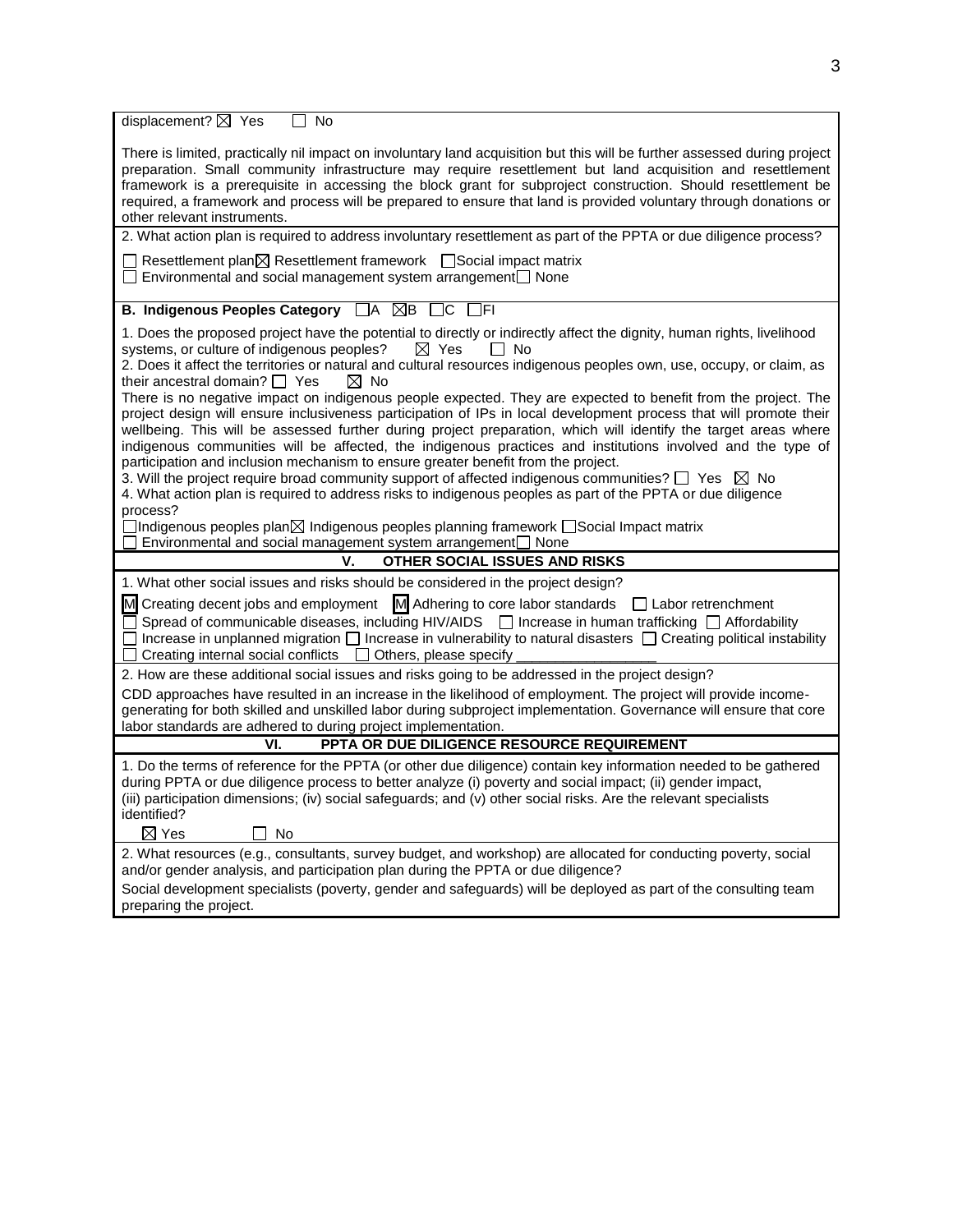displacement? ☒ Yes ☐ No

There is limited, practically nil impact on involuntary land acquisition but this will be further assessed during project preparation. Small community infrastructure may require resettlement but land acquisition and resettlement framework is a prerequisite in accessing the block grant for subproject construction. Should resettlement be required, a framework and process will be prepared to ensure that land is provided voluntary through donations or other relevant instruments.

2. What action plan is required to address involuntary resettlement as part of the PPTA or due diligence process?

☐ Resettlement plan ☒ Resettlement framework ☐ Social impact matrix
☐ Environmental and social management system arrangement ☐ None

**B. Indigenous Peoples Category** ☐A ☒B ☐C ☐FI

1. Does the proposed project have the potential to directly or indirectly affect the dignity, human rights, livelihood systems, or culture of indigenous peoples? ☒ Yes ☐ No
2. Does it affect the territories or natural and cultural resources indigenous peoples own, use, occupy, or claim, as their ancestral domain? ☐ Yes ☒ No
There is no negative impact on indigenous people expected. They are expected to benefit from the project. The project design will ensure inclusiveness participation of IPs in local development process that will promote their wellbeing. This will be assessed further during project preparation, which will identify the target areas where indigenous communities will be affected, the indigenous practices and institutions involved and the type of participation and inclusion mechanism to ensure greater benefit from the project.
3. Will the project require broad community support of affected indigenous communities? ☐ Yes ☒ No
4. What action plan is required to address risks to indigenous peoples as part of the PPTA or due diligence process?
☐Indigenous peoples plan ☒ Indigenous peoples planning framework ☐Social Impact matrix
☐ Environmental and social management system arrangement ☐ None

## V. OTHER SOCIAL ISSUES AND RISKS

1. What other social issues and risks should be considered in the project design?

M Creating decent jobs and employment M Adhering to core labor standards ☐ Labor retrenchment
☐ Spread of communicable diseases, including HIV/AIDS ☐ Increase in human trafficking ☐ Affordability
☐ Increase in unplanned migration ☐ Increase in vulnerability to natural disasters ☐ Creating political instability
☐ Creating internal social conflicts ☐ Others, please specify _________________

2. How are these additional social issues and risks going to be addressed in the project design?

CDD approaches have resulted in an increase in the likelihood of employment. The project will provide income-generating for both skilled and unskilled labor during subproject implementation. Governance will ensure that core labor standards are adhered to during project implementation.

## VI. PPTA OR DUE DILIGENCE RESOURCE REQUIREMENT

1. Do the terms of reference for the PPTA (or other due diligence) contain key information needed to be gathered during PPTA or due diligence process to better analyze (i) poverty and social impact; (ii) gender impact, (iii) participation dimensions; (iv) social safeguards; and (v) other social risks. Are the relevant specialists identified?

☒ Yes ☐ No

2. What resources (e.g., consultants, survey budget, and workshop) are allocated for conducting poverty, social and/or gender analysis, and participation plan during the PPTA or due diligence?

Social development specialists (poverty, gender and safeguards) will be deployed as part of the consulting team preparing the project.